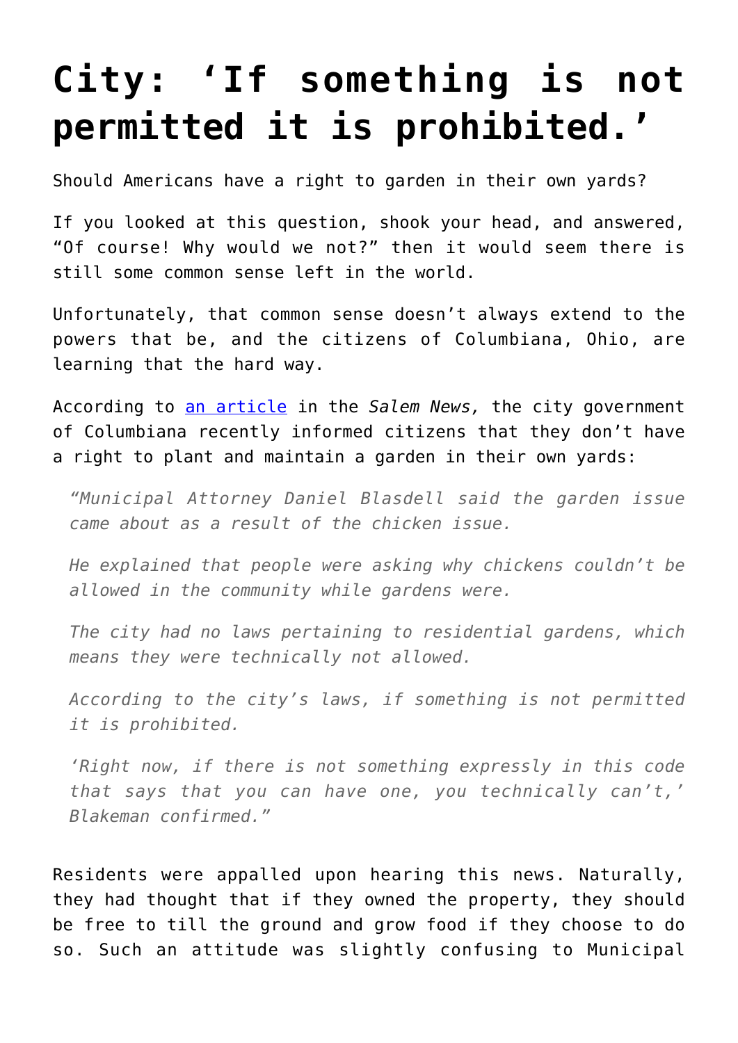# City: 'If something is not permitted it is prohibited.'

Should Americans have a right to garden in their own yards?

If you looked at this question, shook your head, and answered, "Of course! Why would we not?" then it would seem there is still some common sense left in the world.

Unfortunately, that common sense doesn't always extend to the powers that be, and the citizens of Columbiana, Ohio, are learning that the hard way.

According to [an article](an article) in the *Salem News,* the city government of Columbiana recently informed citizens that they don't have a right to plant and maintain a garden in their own yards:

> *"Municipal Attorney Daniel Blasdell said the garden issue came about as a result of the chicken issue.*
>
> *He explained that people were asking why chickens couldn't be allowed in the community while gardens were.*
>
> *The city had no laws pertaining to residential gardens, which means they were technically not allowed.*
>
> *According to the city's laws, if something is not permitted it is prohibited.*
>
> *'Right now, if there is not something expressly in this code that says that you can have one, you technically can't,' Blakeman confirmed."*

Residents were appalled upon hearing this news. Naturally, they had thought that if they owned the property, they should be free to till the ground and grow food if they choose to do so. Such an attitude was slightly confusing to Municipal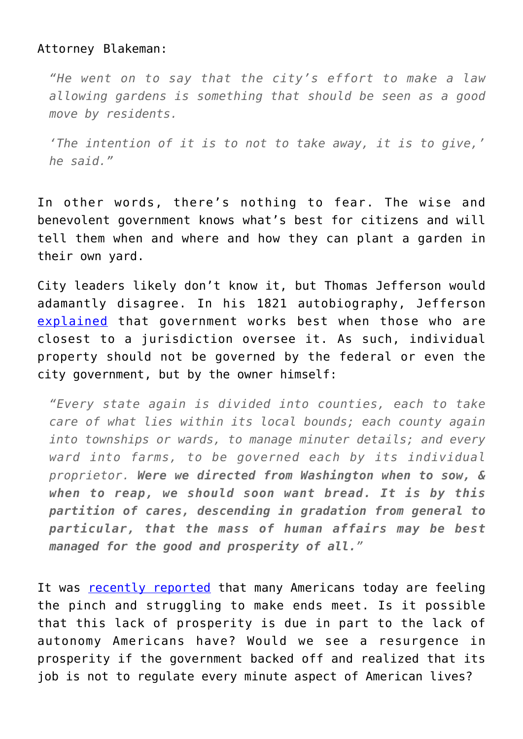Attorney Blakeman:

> *"He went on to say that the city's effort to make a law allowing gardens is something that should be seen as a good move by residents.*
>
> *'The intention of it is to not to take away, it is to give,' he said."*

In other words, there's nothing to fear. The wise and benevolent government knows what's best for citizens and will tell them when and where and how they can plant a garden in their own yard.

City leaders likely don't know it, but Thomas Jefferson would adamantly disagree. In his 1821 autobiography, Jefferson [explained]() that government works best when those who are closest to a jurisdiction oversee it. As such, individual property should not be governed by the federal or even the city government, but by the owner himself:

> *"Every state again is divided into counties, each to take care of what lies within its local bounds; each county again into townships or wards, to manage minuter details; and every ward into farms, to be governed each by its individual proprietor.* ***Were we directed from Washington when to sow, & when to reap, we should soon want bread. It is by this partition of cares, descending in gradation from general to particular, that the mass of human affairs may be best managed for the good and prosperity of all."***

It was [recently reported]() that many Americans today are feeling the pinch and struggling to make ends meet. Is it possible that this lack of prosperity is due in part to the lack of autonomy Americans have? Would we see a resurgence in prosperity if the government backed off and realized that its job is not to regulate every minute aspect of American lives?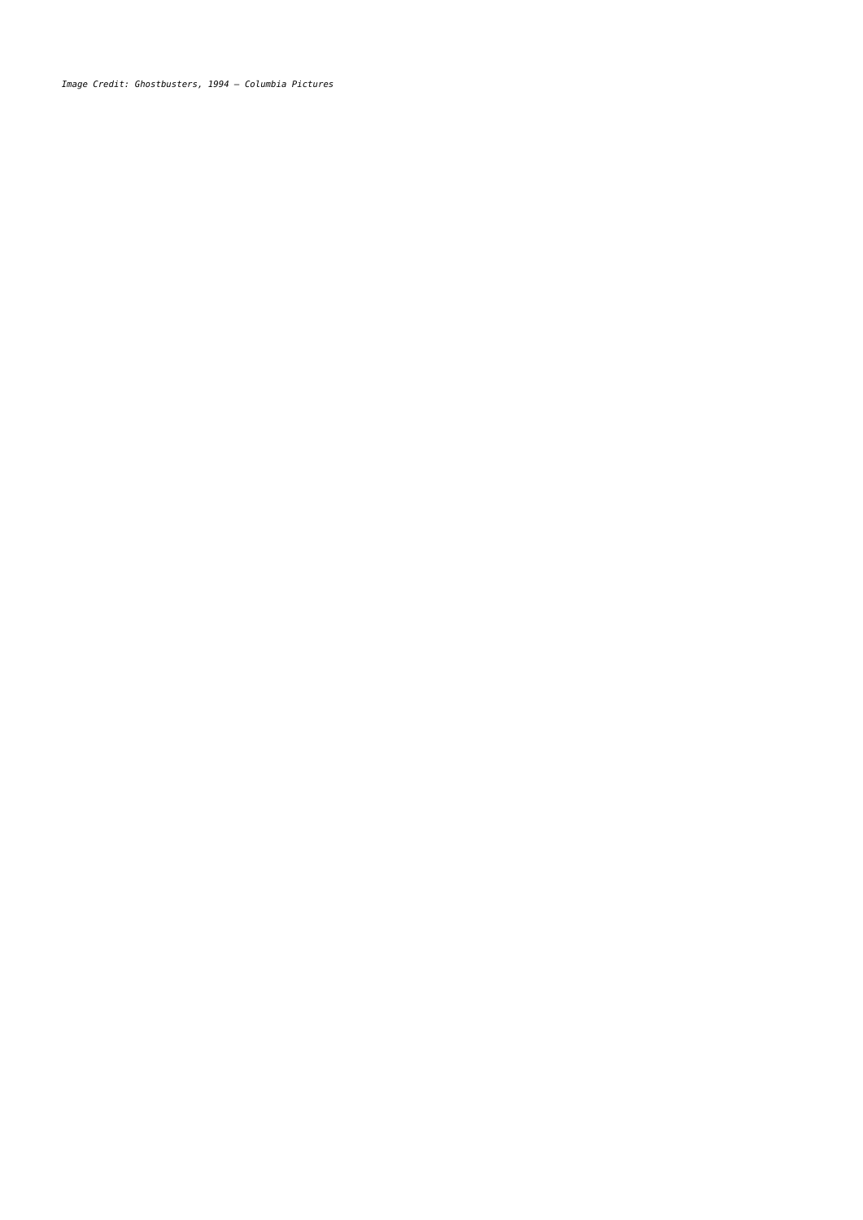*Image Credit: Ghostbusters, 1994 — Columbia Pictures*